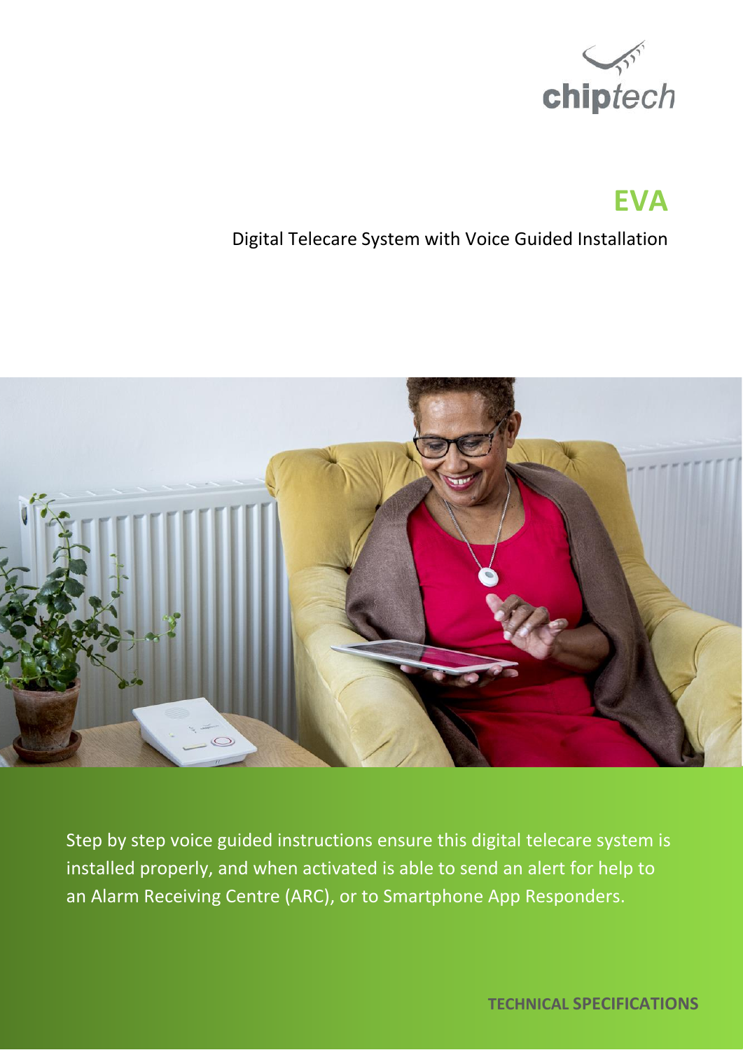chiptech

# EVA

Digital Telecare System with Voice Guided Installation

Step by step voice guided instructions ensure this digital telecare system is installed properly, and when activated is able to send an alert for help to an Alarm Receiving Centre (ARC), or to Smartphone App Responders.

**TECHNICAL SPECIFICATIONS**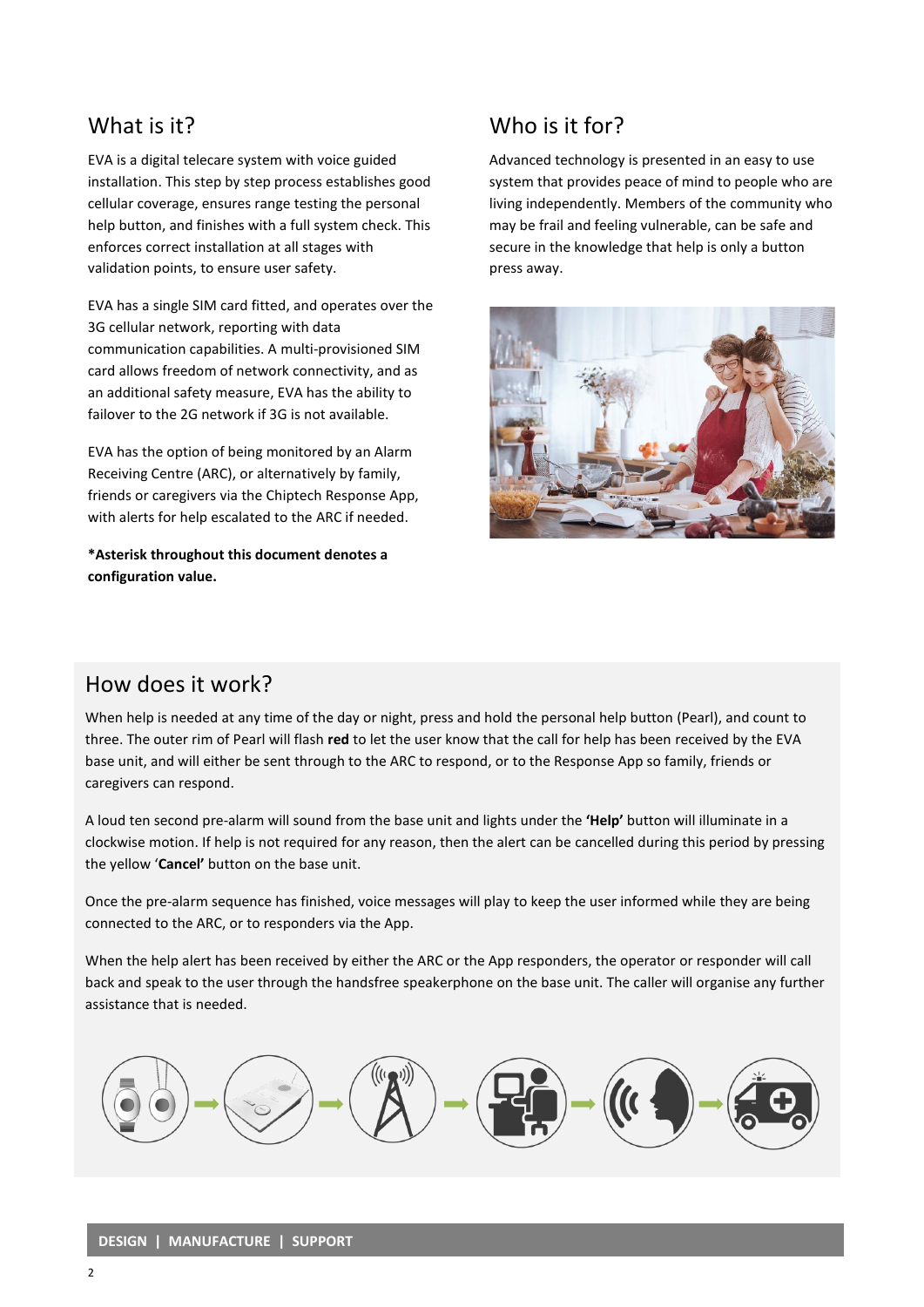## What is it?

EVA is a digital telecare system with voice guided installation. This step by step process establishes good cellular coverage, ensures range testing the personal help button, and finishes with a full system check. This enforces correct installation at all stages with validation points, to ensure user safety.

EVA has a single SIM card fitted, and operates over the 3G cellular network, reporting with data communication capabilities. A multi-provisioned SIM card allows freedom of network connectivity, and as an additional safety measure, EVA has the ability to failover to the 2G network if 3G is not available.

EVA has the option of being monitored by an Alarm Receiving Centre (ARC), or alternatively by family, friends or caregivers via the Chiptech Response App, with alerts for help escalated to the ARC if needed.

**\*Asterisk throughout this document denotes a configuration value.**

## Who is it for?

Advanced technology is presented in an easy to use system that provides peace of mind to people who are living independently. Members of the community who may be frail and feeling vulnerable, can be safe and secure in the knowledge that help is only a button press away.

## How does it work?

When help is needed at any time of the day or night, press and hold the personal help button (Pearl), and count to three. The outer rim of Pearl will flash **red** to let the user know that the call for help has been received by the EVA base unit, and will either be sent through to the ARC to respond, or to the Response App so family, friends or caregivers can respond.

A loud ten second pre-alarm will sound from the base unit and lights under the **'Help'** button will illuminate in a clockwise motion. If help is not required for any reason, then the alert can be cancelled during this period by pressing the yellow '**Cancel'** button on the base unit.

Once the pre-alarm sequence has finished, voice messages will play to keep the user informed while they are being connected to the ARC, or to responders via the App.

When the help alert has been received by either the ARC or the App responders, the operator or responder will call back and speak to the user through the handsfree speakerphone on the base unit. The caller will organise any further assistance that is needed.

**DESIGN | MANUFACTURE | SUPPORT**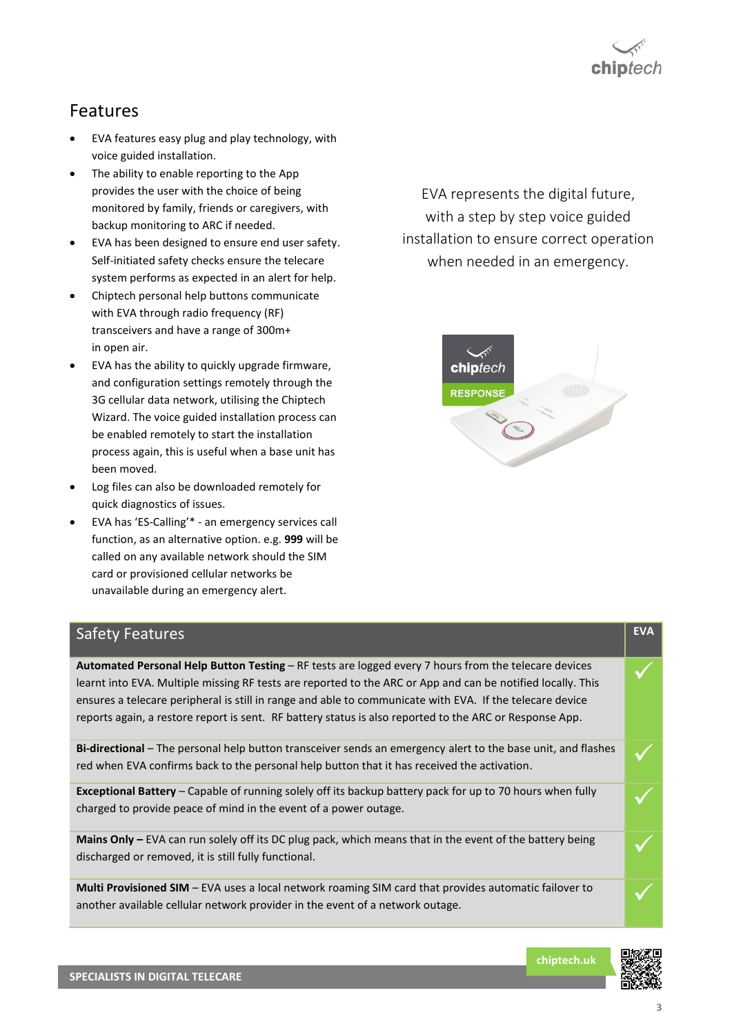## Features

- EVA features easy plug and play technology, with voice guided installation.
- The ability to enable reporting to the App provides the user with the choice of being monitored by family, friends or caregivers, with backup monitoring to ARC if needed.
- EVA has been designed to ensure end user safety. Self-initiated safety checks ensure the telecare system performs as expected in an alert for help.
- Chiptech personal help buttons communicate with EVA through radio frequency (RF) transceivers and have a range of 300m+ in open air.
- EVA has the ability to quickly upgrade firmware, and configuration settings remotely through the 3G cellular data network, utilising the Chiptech Wizard. The voice guided installation process can be enabled remotely to start the installation process again, this is useful when a base unit has been moved.
- Log files can also be downloaded remotely for quick diagnostics of issues.
- EVA has 'ES-Calling'* - an emergency services call function, as an alternative option. e.g. **999** will be called on any available network should the SIM card or provisioned cellular networks be unavailable during an emergency alert.

EVA represents the digital future, with a step by step voice guided installation to ensure correct operation when needed in an emergency.

| Safety Features | EVA |
|---|---|
| **Automated Personal Help Button Testing** – RF tests are logged every 7 hours from the telecare devices learnt into EVA. Multiple missing RF tests are reported to the ARC or App and can be notified locally. This ensures a telecare peripheral is still in range and able to communicate with EVA. If the telecare device reports again, a restore report is sent. RF battery status is also reported to the ARC or Response App. | ✓ |
| **Bi-directional** – The personal help button transceiver sends an emergency alert to the base unit, and flashes red when EVA confirms back to the personal help button that it has received the activation. | ✓ |
| **Exceptional Battery** – Capable of running solely off its backup battery pack for up to 70 hours when fully charged to provide peace of mind in the event of a power outage. | ✓ |
| **Mains Only –** EVA can run solely off its DC plug pack, which means that in the event of the battery being discharged or removed, it is still fully functional. | ✓ |
| **Multi Provisioned SIM** – EVA uses a local network roaming SIM card that provides automatic failover to another available cellular network provider in the event of a network outage. | ✓ |

SPECIALISTS IN DIGITAL TELECARE

chiptech.uk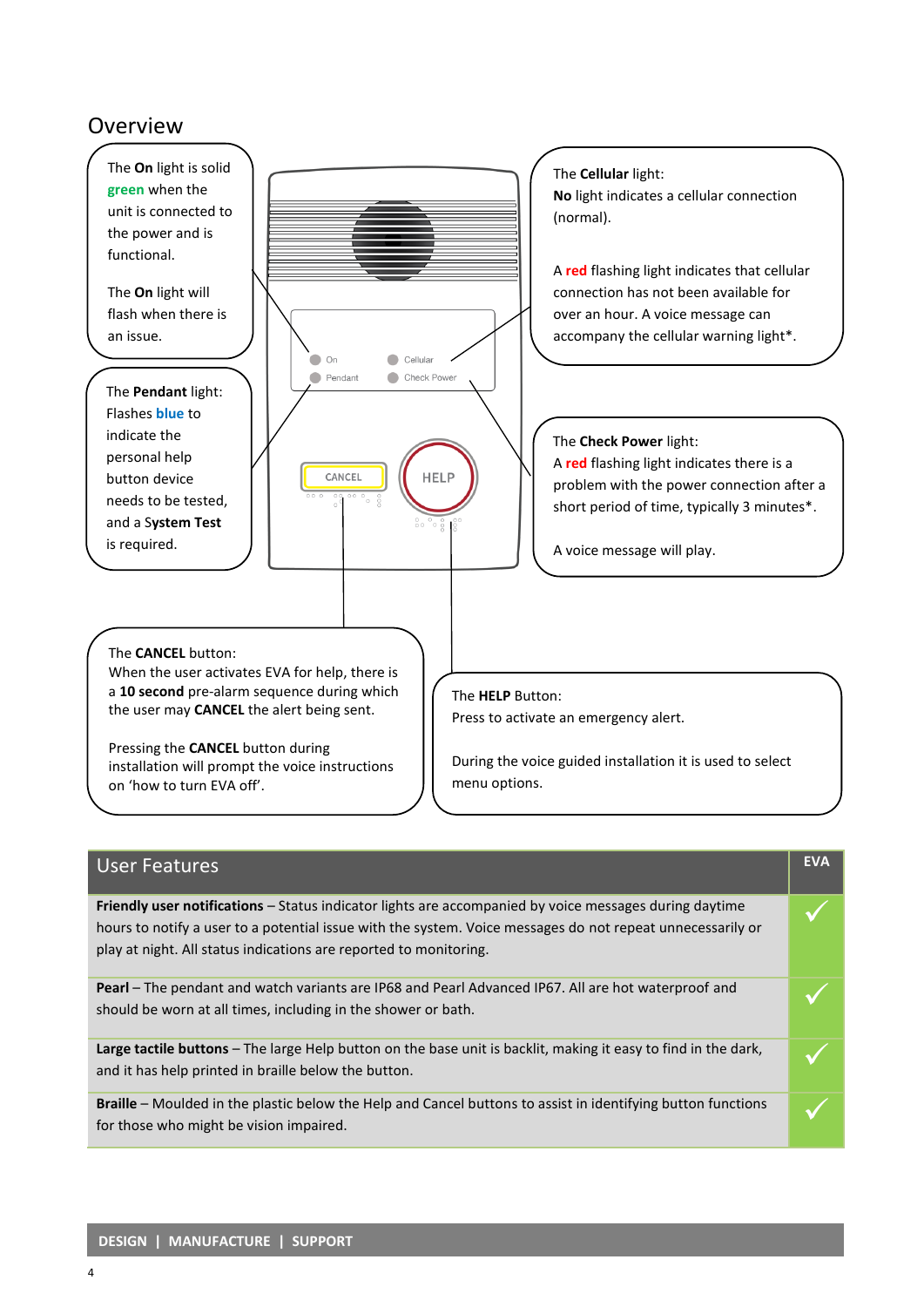# Overview

The **On** light is solid **green** when the unit is connected to the power and is functional.

The **On** light will flash when there is an issue.

The **Pendant** light:
Flashes **blue** to indicate the personal help button device needs to be tested, and a **System Test** is required.

The **Cellular** light:
**No** light indicates a cellular connection (normal).

A **red** flashing light indicates that cellular connection has not been available for over an hour. A voice message can accompany the cellular warning light*.

The **Check Power** light:
A **red** flashing light indicates there is a problem with the power connection after a short period of time, typically 3 minutes*.

A voice message will play.

On | Cellular | Pendant | Check Power | CANCEL | HELP

The **CANCEL** button:
When the user activates EVA for help, there is a **10 second** pre-alarm sequence during which the user may **CANCEL** the alert being sent.

Pressing the **CANCEL** button during installation will prompt the voice instructions on 'how to turn EVA off'.

The **HELP** Button:
Press to activate an emergency alert.

During the voice guided installation it is used to select menu options.

| User Features | EVA |
|---|---|
| **Friendly user notifications** – Status indicator lights are accompanied by voice messages during daytime hours to notify a user to a potential issue with the system. Voice messages do not repeat unnecessarily or play at night. All status indications are reported to monitoring. | ✓ |
| **Pearl** – The pendant and watch variants are IP68 and Pearl Advanced IP67. All are hot waterproof and should be worn at all times, including in the shower or bath. | ✓ |
| **Large tactile buttons** – The large Help button on the base unit is backlit, making it easy to find in the dark, and it has help printed in braille below the button. | ✓ |
| **Braille** – Moulded in the plastic below the Help and Cancel buttons to assist in identifying button functions for those who might be vision impaired. | ✓ |

**DESIGN | MANUFACTURE | SUPPORT**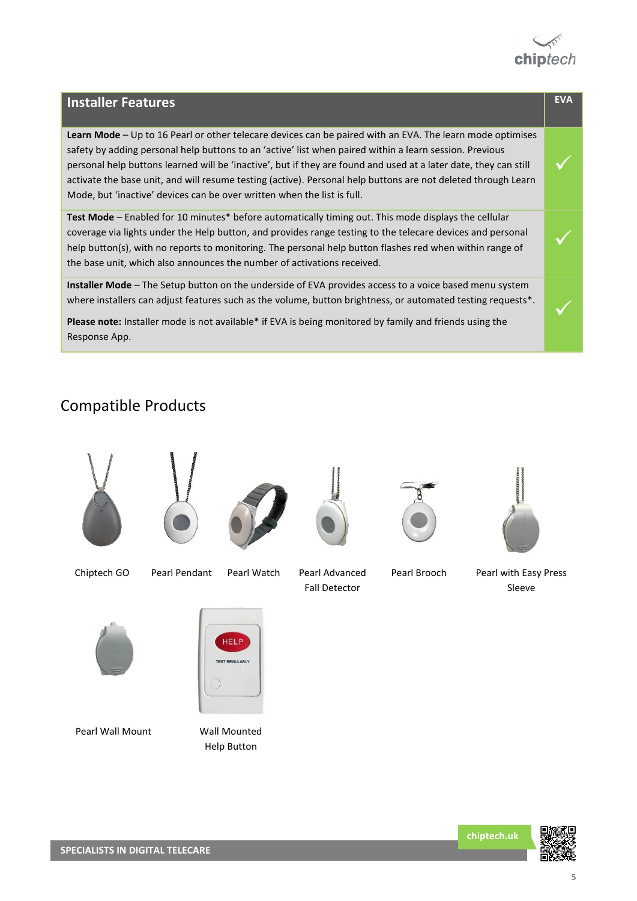| Installer Features | EVA |
|---|---|
| **Learn Mode** – Up to 16 Pearl or other telecare devices can be paired with an EVA. The learn mode optimises safety by adding personal help buttons to an 'active' list when paired within a learn session. Previous personal help buttons learned will be 'inactive', but if they are found and used at a later date, they can still activate the base unit, and will resume testing (active). Personal help buttons are not deleted through Learn Mode, but 'inactive' devices can be over written when the list is full. | ✓ |
| **Test Mode** – Enabled for 10 minutes* before automatically timing out. This mode displays the cellular coverage via lights under the Help button, and provides range testing to the telecare devices and personal help button(s), with no reports to monitoring. The personal help button flashes red when within range of the base unit, which also announces the number of activations received. | ✓ |
| **Installer Mode** – The Setup button on the underside of EVA provides access to a voice based menu system where installers can adjust features such as the volume, button brightness, or automated testing requests*. **Please note:** Installer mode is not available* if EVA is being monitored by family and friends using the Response App. | ✓ |

## Compatible Products

- Chiptech GO
- Pearl Pendant
- Pearl Watch
- Pearl Advanced Fall Detector
- Pearl Brooch
- Pearl with Easy Press Sleeve
- Pearl Wall Mount
- Wall Mounted Help Button

SPECIALISTS IN DIGITAL TELECARE

chiptech.uk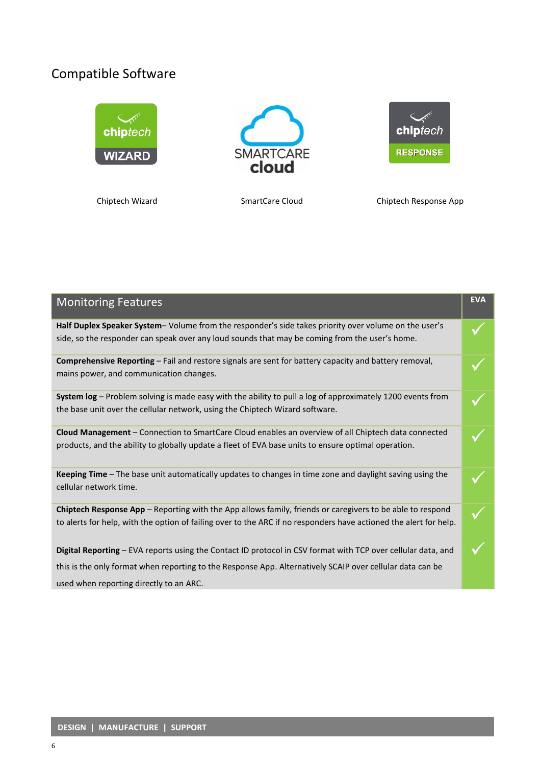## Compatible Software

Chiptech Wizard

SmartCare Cloud

Chiptech Response App

| Monitoring Features | EVA |
|---|---|
| **Half Duplex Speaker System**– Volume from the responder's side takes priority over volume on the user's side, so the responder can speak over any loud sounds that may be coming from the user's home. | ✓ |
| **Comprehensive Reporting** – Fail and restore signals are sent for battery capacity and battery removal, mains power, and communication changes. | ✓ |
| **System log** – Problem solving is made easy with the ability to pull a log of approximately 1200 events from the base unit over the cellular network, using the Chiptech Wizard software. | ✓ |
| **Cloud Management** – Connection to SmartCare Cloud enables an overview of all Chiptech data connected products, and the ability to globally update a fleet of EVA base units to ensure optimal operation. | ✓ |
| **Keeping Time** – The base unit automatically updates to changes in time zone and daylight saving using the cellular network time. | ✓ |
| **Chiptech Response App** – Reporting with the App allows family, friends or caregivers to be able to respond to alerts for help, with the option of failing over to the ARC if no responders have actioned the alert for help. | ✓ |
| **Digital Reporting** – EVA reports using the Contact ID protocol in CSV format with TCP over cellular data, and this is the only format when reporting to the Response App. Alternatively SCAIP over cellular data can be used when reporting directly to an ARC. | ✓ |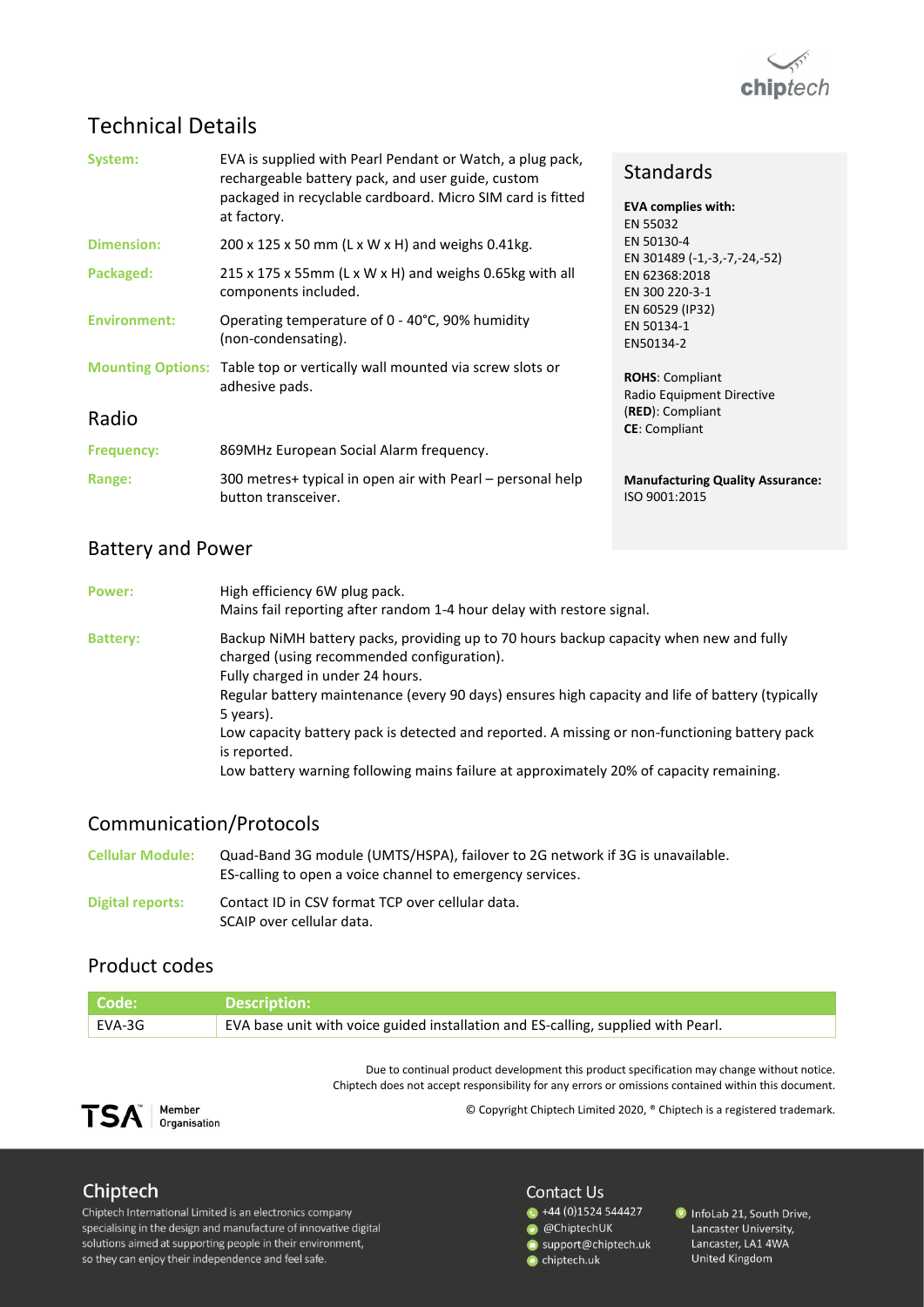## Technical Details

**System:** EVA is supplied with Pearl Pendant or Watch, a plug pack, rechargeable battery pack, and user guide, custom packaged in recyclable cardboard. Micro SIM card is fitted at factory.

**Dimension:** 200 x 125 x 50 mm (L x W x H) and weighs 0.41kg.

**Packaged:** 215 x 175 x 55mm (L x W x H) and weighs 0.65kg with all components included.

**Environment:** Operating temperature of 0 - 40°C, 90% humidity (non-condensating).

**Mounting Options:** Table top or vertically wall mounted via screw slots or adhesive pads.

## Radio

**Frequency:** 869MHz European Social Alarm frequency.

**Range:** 300 metres+ typical in open air with Pearl – personal help button transceiver.

## Standards

**EVA complies with:**
EN 55032
EN 50130-4
EN 301489 (-1,-3,-7,-24,-52)
EN 62368:2018
EN 300 220-3-1
EN 60529 (IP32)
EN 50134-1
EN50134-2

**ROHS**: Compliant
Radio Equipment Directive (**RED**): Compliant
**CE**: Compliant

**Manufacturing Quality Assurance:**
ISO 9001:2015

## Battery and Power

**Power:** High efficiency 6W plug pack.
Mains fail reporting after random 1-4 hour delay with restore signal.

**Battery:** Backup NiMH battery packs, providing up to 70 hours backup capacity when new and fully charged (using recommended configuration).
Fully charged in under 24 hours.
Regular battery maintenance (every 90 days) ensures high capacity and life of battery (typically 5 years).
Low capacity battery pack is detected and reported. A missing or non-functioning battery pack is reported.
Low battery warning following mains failure at approximately 20% of capacity remaining.

## Communication/Protocols

**Cellular Module:** Quad-Band 3G module (UMTS/HSPA), failover to 2G network if 3G is unavailable.
ES-calling to open a voice channel to emergency services.

**Digital reports:** Contact ID in CSV format TCP over cellular data.
SCAIP over cellular data.

## Product codes

| Code: | Description: |
|---|---|
| EVA-3G | EVA base unit with voice guided installation and ES-calling, supplied with Pearl. |

Due to continual product development this product specification may change without notice.
Chiptech does not accept responsibility for any errors or omissions contained within this document.

TSA Member Organisation

© Copyright Chiptech Limited 2020, ® Chiptech is a registered trademark.

## Chiptech

Chiptech International Limited is an electronics company specialising in the design and manufacture of innovative digital solutions aimed at supporting people in their environment, so they can enjoy their independence and feel safe.

## Contact Us

+44 (0)1524 544427
@ChiptechUK
support@chiptech.uk
chiptech.uk

InfoLab 21, South Drive,
Lancaster University,
Lancaster, LA1 4WA
United Kingdom